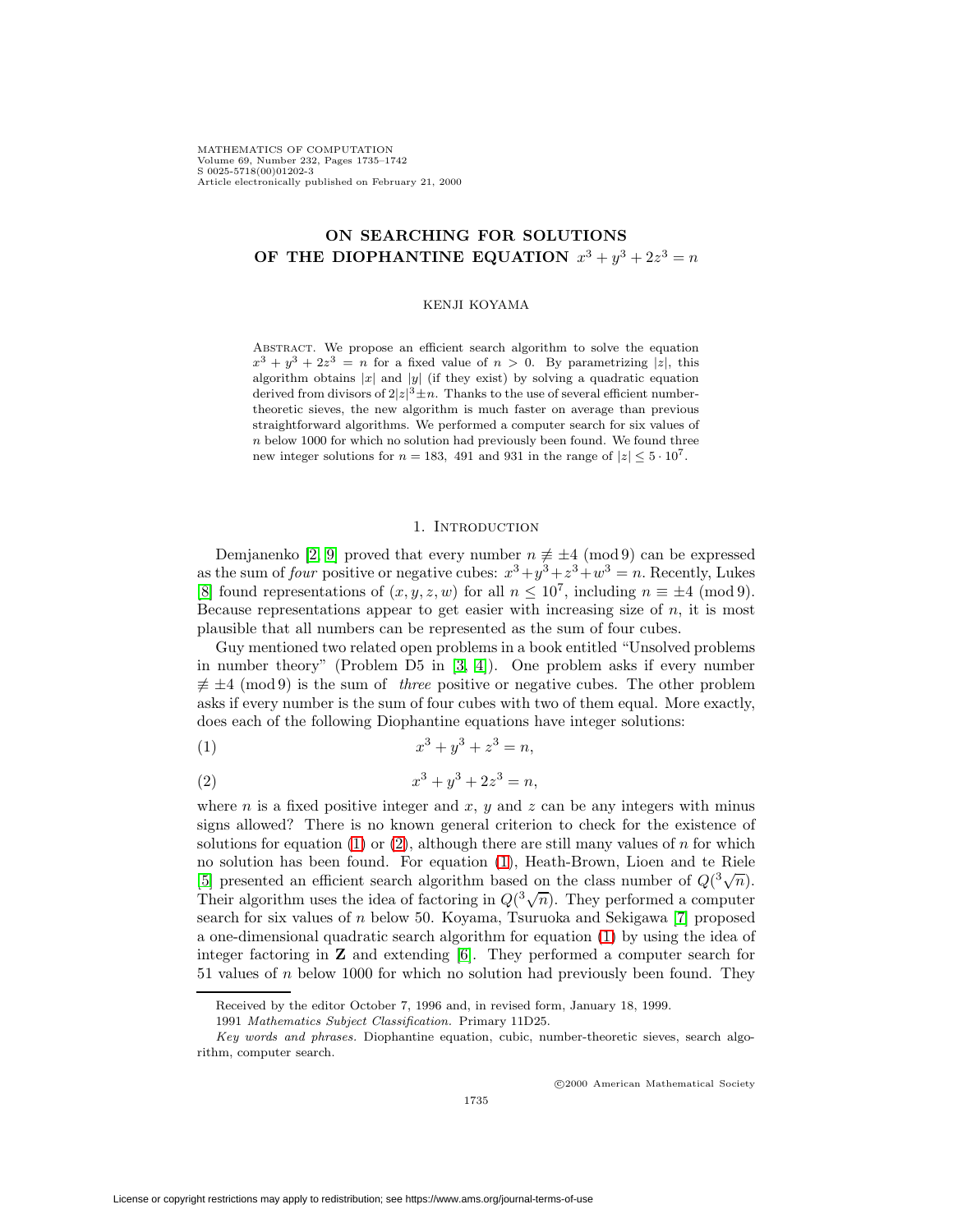# ON SEARCHING FOR SOLUTIONS OF THE DIOPHANTINE EQUATION $x^3 + y^3 + 2z^3 = n$

KENJI KOYAMA

Abstract. We propose an efficient search algorithm to solve the equation $x^3 + y^3 + 2z^3 = n$ for a fixed value of $n > 0$. By parametrizing $|z|$, this algorithm obtains $|x|$ and $|y|$ (if they exist) by solving a quadratic equation derived from divisors of $2|z|^3 \pm n$. Thanks to the use of several efficient number-theoretic sieves, the new algorithm is much faster on average than previous straightforward algorithms. We performed a computer search for six values of $n$ below 1000 for which no solution had previously been found. We found three new integer solutions for $n = 183$, 491 and 931 in the range of $|z| \leq 5 \cdot 10^7$.

## 1. Introduction

Demjanenko [2, 9] proved that every number $n \not\equiv \pm 4 \pmod 9$ can be expressed as the sum of *four* positive or negative cubes: $x^3 + y^3 + z^3 + w^3 = n$. Recently, Lukes [8] found representations of $(x, y, z, w)$ for all $n \leq 10^7$, including $n \equiv \pm 4 \pmod 9$. Because representations appear to get easier with increasing size of $n$, it is most plausible that all numbers can be represented as the sum of four cubes.

Guy mentioned two related open problems in a book entitled "Unsolved problems in number theory" (Problem D5 in [3, 4]). One problem asks if every number $\not\equiv \pm 4 \pmod 9$ is the sum of *three* positive or negative cubes. The other problem asks if every number is the sum of four cubes with two of them equal. More exactly, does each of the following Diophantine equations have integer solutions:

$$x^3 + y^3 + z^3 = n, \tag{1}$$

$$x^3 + y^3 + 2z^3 = n, \tag{2}$$

where $n$ is a fixed positive integer and $x$, $y$ and $z$ can be any integers with minus signs allowed? There is no known general criterion to check for the existence of solutions for equation (1) or (2), although there are still many values of $n$ for which no solution has been found. For equation (1), Heath-Brown, Lioen and te Riele [5] presented an efficient search algorithm based on the class number of $Q(\sqrt[3]{n})$. Their algorithm uses the idea of factoring in $Q(\sqrt[3]{n})$. They performed a computer search for six values of $n$ below 50. Koyama, Tsuruoka and Sekigawa [7] proposed a one-dimensional quadratic search algorithm for equation (1) by using the idea of integer factoring in $\mathbf{Z}$ and extending [6]. They performed a computer search for 51 values of $n$ below 1000 for which no solution had previously been found. They

Received by the editor October 7, 1996 and, in revised form, January 18, 1999.

1991 *Mathematics Subject Classification.* Primary 11D25.

*Key words and phrases.* Diophantine equation, cubic, number-theoretic sieves, search algorithm, computer search.

©2000 American Mathematical Society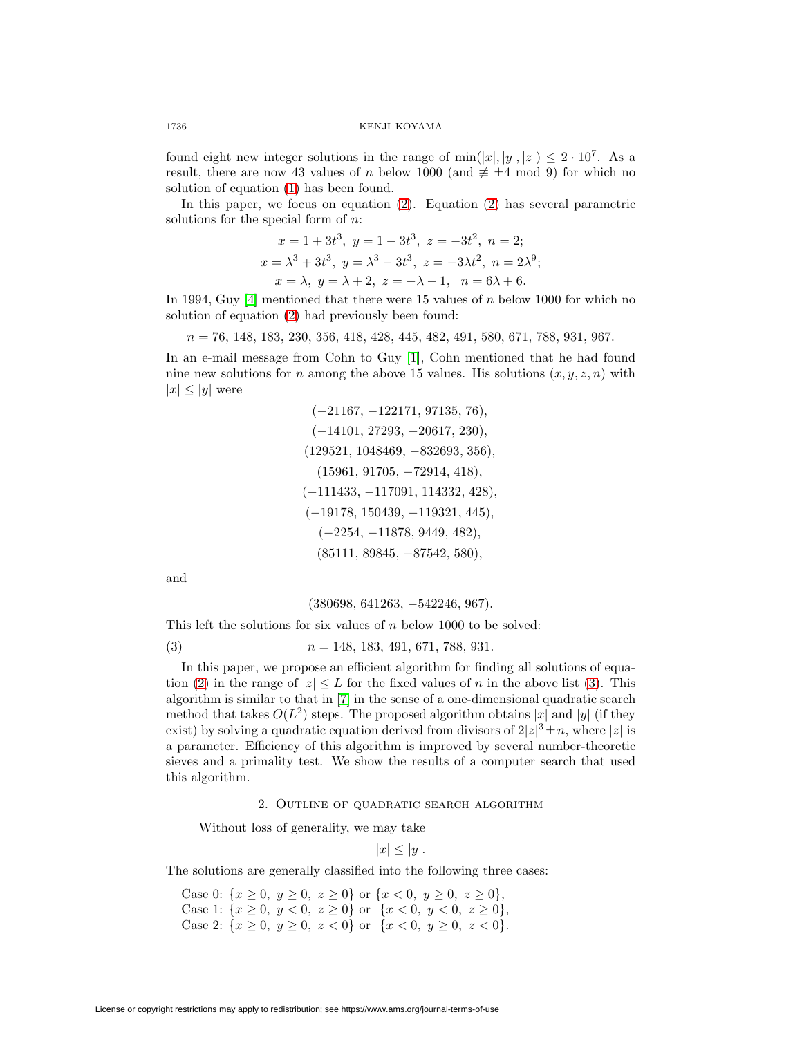found eight new integer solutions in the range of $\min(|x|,|y|,|z|) \le 2\cdot 10^7$. As a result, there are now 43 values of $n$ below 1000 (and $\not\equiv \pm 4 \bmod 9$) for which no solution of equation (1) has been found.

In this paper, we focus on equation (2). Equation (2) has several parametric solutions for the special form of $n$:

$$x = 1+3t^3,\ y = 1-3t^3,\ z=-3t^2,\ n=2;$$
$$x = \lambda^3+3t^3,\ y=\lambda^3-3t^3,\ z=-3\lambda t^2,\ n=2\lambda^9;$$
$$x=\lambda,\ y=\lambda+2,\ z=-\lambda-1,\ \ n=6\lambda+6.$$

In 1994, Guy [4] mentioned that there were 15 values of $n$ below 1000 for which no solution of equation (2) had previously been found:

$$n = 76,\ 148,\ 183,\ 230,\ 356,\ 418,\ 428,\ 445,\ 482,\ 491,\ 580,\ 671,\ 788,\ 931,\ 967.$$

In an e-mail message from Cohn to Guy [1], Cohn mentioned that he had found nine new solutions for $n$ among the above 15 values. His solutions $(x,y,z,n)$ with $|x|\le|y|$ were

$$(-21167,\ -122171,\ 97135,\ 76),$$
$$(-14101,\ 27293,\ -20617,\ 230),$$
$$(129521,\ 1048469,\ -832693,\ 356),$$
$$(15961,\ 91705,\ -72914,\ 418),$$
$$(-111433,\ -117091,\ 114332,\ 428),$$
$$(-19178,\ 150439,\ -119321,\ 445),$$
$$(-2254,\ -11878,\ 9449,\ 482),$$
$$(85111,\ 89845,\ -87542,\ 580),$$

and

$$(380698,\ 641263,\ -542246,\ 967).$$

This left the solutions for six values of $n$ below 1000 to be solved:

$$n = 148,\ 183,\ 491,\ 671,\ 788,\ 931. \tag{3}$$

In this paper, we propose an efficient algorithm for finding all solutions of equation (2) in the range of $|z|\le L$ for the fixed values of $n$ in the above list (3). This algorithm is similar to that in [7] in the sense of a one-dimensional quadratic search method that takes $O(L^2)$ steps. The proposed algorithm obtains $|x|$ and $|y|$ (if they exist) by solving a quadratic equation derived from divisors of $2|z|^3 \pm n$, where $|z|$ is a parameter. Efficiency of this algorithm is improved by several number-theoretic sieves and a primality test. We show the results of a computer search that used this algorithm.

## 2. Outline of quadratic search algorithm

Without loss of generality, we may take

$$|x|\le|y|.$$

The solutions are generally classified into the following three cases:

Case 0: $\{x\ge 0,\ y\ge 0,\ z\ge 0\}$ or $\{x<0,\ y\ge 0,\ z\ge 0\}$,
Case 1: $\{x\ge 0,\ y<0,\ z\ge 0\}$ or $\{x<0,\ y<0,\ z\ge 0\}$,
Case 2: $\{x\ge 0,\ y\ge 0,\ z<0\}$ or $\{x<0,\ y\ge 0,\ z<0\}$.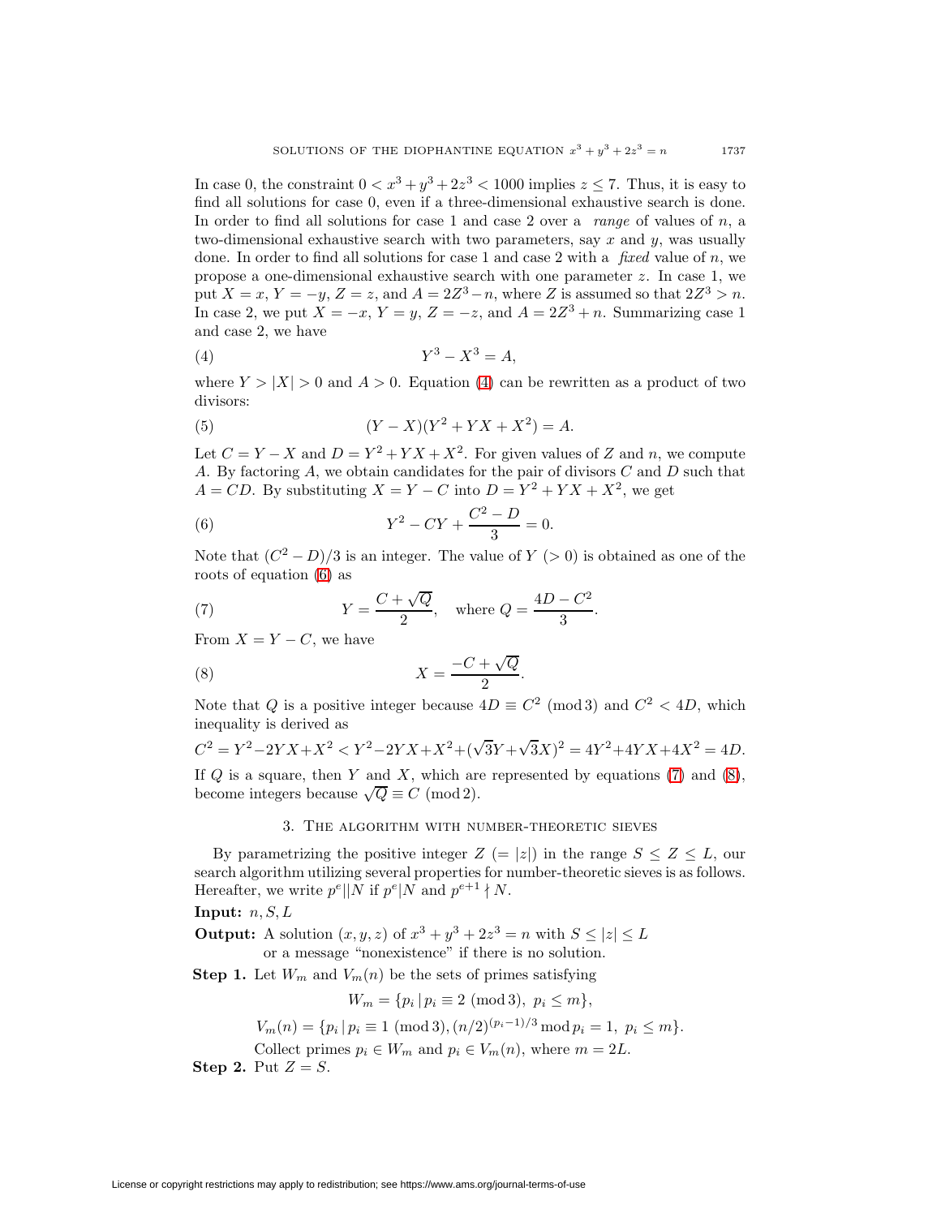In case 0, the constraint $0 < x^3 + y^3 + 2z^3 < 1000$ implies $z \le 7$. Thus, it is easy to find all solutions for case 0, even if a three-dimensional exhaustive search is done. In order to find all solutions for case 1 and case 2 over a *range* of values of $n$, a two-dimensional exhaustive search with two parameters, say $x$ and $y$, was usually done. In order to find all solutions for case 1 and case 2 with a *fixed* value of $n$, we propose a one-dimensional exhaustive search with one parameter $z$. In case 1, we put $X = x$, $Y = -y$, $Z = z$, and $A = 2Z^3 - n$, where $Z$ is assumed so that $2Z^3 > n$. In case 2, we put $X = -x$, $Y = y$, $Z = -z$, and $A = 2Z^3 + n$. Summarizing case 1 and case 2, we have

$$Y^3 - X^3 = A, \tag{4}$$

where $Y > |X| > 0$ and $A > 0$. Equation (4) can be rewritten as a product of two divisors:

$$(Y - X)(Y^2 + YX + X^2) = A. \tag{5}$$

Let $C = Y - X$ and $D = Y^2 + YX + X^2$. For given values of $Z$ and $n$, we compute $A$. By factoring $A$, we obtain candidates for the pair of divisors $C$ and $D$ such that $A = CD$. By substituting $X = Y - C$ into $D = Y^2 + YX + X^2$, we get

$$Y^2 - CY + \frac{C^2 - D}{3} = 0. \tag{6}$$

Note that $(C^2 - D)/3$ is an integer. The value of $Y$ $(> 0)$ is obtained as one of the roots of equation (6) as

$$Y = \frac{C + \sqrt{Q}}{2}, \quad \text{where } Q = \frac{4D - C^2}{3}. \tag{7}$$

From $X = Y - C$, we have

$$X = \frac{-C + \sqrt{Q}}{2}. \tag{8}$$

Note that $Q$ is a positive integer because $4D \equiv C^2 \pmod 3$ and $C^2 < 4D$, which inequality is derived as

$$C^2 = Y^2 - 2YX + X^2 < Y^2 - 2YX + X^2 + (\sqrt{3}Y + \sqrt{3}X)^2 = 4Y^2 + 4YX + 4X^2 = 4D.$$

If $Q$ is a square, then $Y$ and $X$, which are represented by equations (7) and (8), become integers because $\sqrt{Q} \equiv C \pmod 2$.

## 3. The algorithm with number-theoretic sieves

By parametrizing the positive integer $Z$ $(= |z|)$ in the range $S \le Z \le L$, our search algorithm utilizing several properties for number-theoretic sieves is as follows. Hereafter, we write $p^e \| N$ if $p^e | N$ and $p^{e+1} \nmid N$.

**Input:** $n, S, L$

**Output:** A solution $(x, y, z)$ of $x^3 + y^3 + 2z^3 = n$ with $S \le |z| \le L$ or a message "nonexistence" if there is no solution.

**Step 1.** Let $W_m$ and $V_m(n)$ be the sets of primes satisfying

$$W_m = \{p_i \,|\, p_i \equiv 2 \pmod 3,\ p_i \le m\},$$

$$V_m(n) = \{p_i \,|\, p_i \equiv 1 \pmod 3, (n/2)^{(p_i - 1)/3} \bmod p_i = 1,\ p_i \le m\}.$$

Collect primes $p_i \in W_m$ and $p_i \in V_m(n)$, where $m = 2L$.

**Step 2.** Put $Z = S$.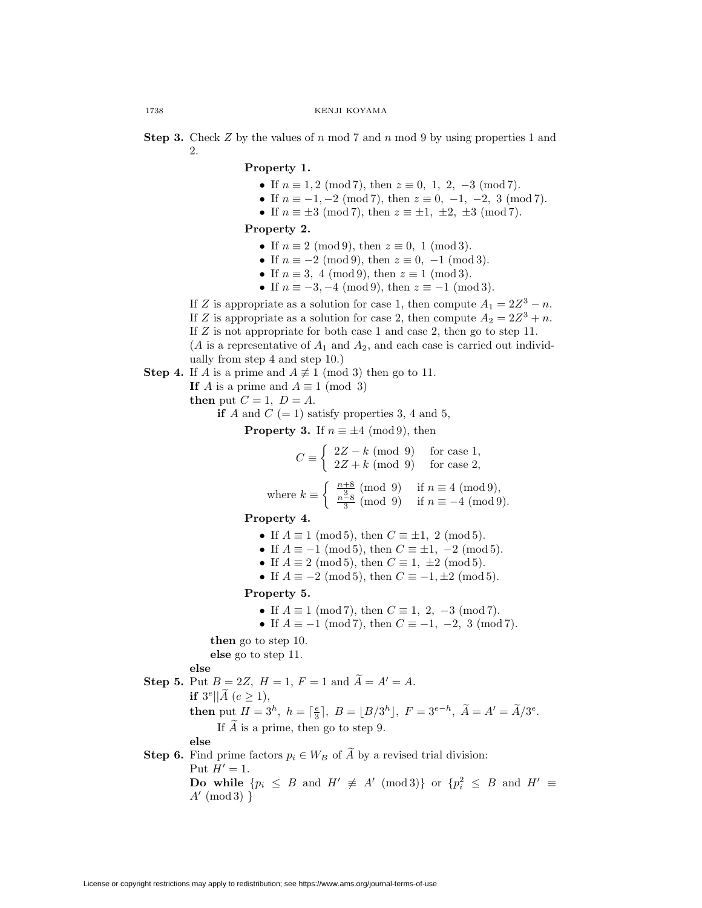**Step 3.** Check $Z$ by the values of $n \bmod 7$ and $n \bmod 9$ by using properties 1 and 2.

**Property 1.**

- If $n \equiv 1, 2 \pmod 7$, then $z \equiv 0,\ 1,\ 2,\ -3 \pmod 7$.
- If $n \equiv -1, -2 \pmod 7$, then $z \equiv 0,\ -1,\ -2,\ 3 \pmod 7$.
- If $n \equiv \pm 3 \pmod 7$, then $z \equiv \pm 1,\ \pm 2,\ \pm 3 \pmod 7$.

**Property 2.**

- If $n \equiv 2 \pmod 9$, then $z \equiv 0,\ 1 \pmod 3$.
- If $n \equiv -2 \pmod 9$, then $z \equiv 0,\ -1 \pmod 3$.
- If $n \equiv 3,\ 4 \pmod 9$, then $z \equiv 1 \pmod 3$.
- If $n \equiv -3, -4 \pmod 9$, then $z \equiv -1 \pmod 3$.

If $Z$ is appropriate as a solution for case 1, then compute $A_1 = 2Z^3 - n$.
If $Z$ is appropriate as a solution for case 2, then compute $A_2 = 2Z^3 + n$.
If $Z$ is not appropriate for both case 1 and case 2, then go to step 11.
($A$ is a representative of $A_1$ and $A_2$, and each case is carried out individually from step 4 and step 10.)

**Step 4.** If $A$ is a prime and $A \not\equiv 1 \pmod 3$ then go to 11.
**If** $A$ is a prime and $A \equiv 1 \pmod 3$
**then** put $C = 1,\ D = A$.
**if** $A$ and $C\ (= 1)$ satisfy properties 3, 4 and 5,

**Property 3.** If $n \equiv \pm 4 \pmod 9$, then

$$C \equiv \begin{cases} 2Z - k \pmod 9 & \text{for case 1,} \\ 2Z + k \pmod 9 & \text{for case 2,} \end{cases}$$

$$\text{where } k \equiv \begin{cases} \frac{n+8}{3} \pmod 9 & \text{if } n \equiv 4 \pmod 9, \\ \frac{n-8}{3} \pmod 9 & \text{if } n \equiv -4 \pmod 9. \end{cases}$$

**Property 4.**

- If $A \equiv 1 \pmod 5$, then $C \equiv \pm 1,\ 2 \pmod 5$.
- If $A \equiv -1 \pmod 5$, then $C \equiv \pm 1,\ -2 \pmod 5$.
- If $A \equiv 2 \pmod 5$, then $C \equiv 1,\ \pm 2 \pmod 5$.
- If $A \equiv -2 \pmod 5$, then $C \equiv -1, \pm 2 \pmod 5$.

**Property 5.**

- If $A \equiv 1 \pmod 7$, then $C \equiv 1,\ 2,\ -3 \pmod 7$.
- If $A \equiv -1 \pmod 7$, then $C \equiv -1,\ -2,\ 3 \pmod 7$.

**then** go to step 10.
**else** go to step 11.

**else**

**Step 5.** Put $B = 2Z,\ H = 1,\ F = 1$ and $\widetilde{A} = A' = A$.
**if** $3^e || \widetilde{A}\ (e \geq 1)$,
**then** put $H = 3^h,\ h = \lceil \frac{e}{3} \rceil,\ B = \lfloor B/3^h \rfloor,\ F = 3^{e-h},\ \widetilde{A} = A' = \widetilde{A}/3^e$.
If $\widetilde{A}$ is a prime, then go to step 9.
**else**

**Step 6.** Find prime factors $p_i \in W_B$ of $\widetilde{A}$ by a revised trial division:
Put $H' = 1$.
**Do while** $\{p_i \leq B$ and $H' \not\equiv A' \pmod 3\}$ or $\{p_i^2 \leq B$ and $H' \equiv A' \pmod 3\ \}$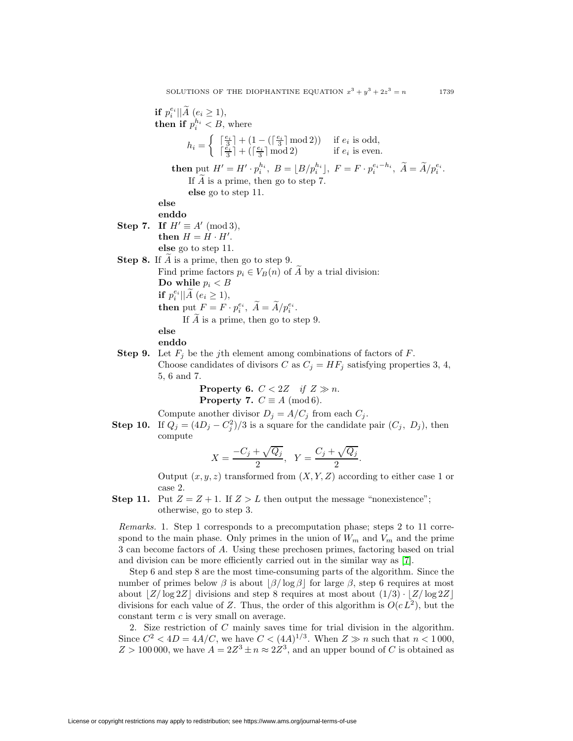**if** $p_i^{e_i} || \widetilde{A}$ $(e_i \geq 1)$,
**then if** $p_i^{h_i} < B$, where

$$h_i = \begin{cases} \lceil \frac{e_i}{3} \rceil + (1 - (\lceil \frac{e_i}{3} \rceil \bmod 2)) & \text{if } e_i \text{ is odd,} \\ \lceil \frac{e_i}{3} \rceil + (\lceil \frac{e_i}{3} \rceil \bmod 2) & \text{if } e_i \text{ is even.} \end{cases}$$

**then** put $H' = H' \cdot p_i^{h_i}$, $B = \lfloor B/p_i^{h_i} \rfloor$, $F = F \cdot p_i^{e_i - h_i}$, $\widetilde{A} = \widetilde{A}/p_i^{e_i}$.
If $\widetilde{A}$ is a prime, then go to step 7.
**else** go to step 11.
**else**
**enddo**

**Step 7.** **If** $H' \equiv A' \pmod 3$,
**then** $H = H \cdot H'$.
**else** go to step 11.

**Step 8.** If $\widetilde{A}$ is a prime, then go to step 9.
Find prime factors $p_i \in V_B(n)$ of $\widetilde{A}$ by a trial division:
**Do while** $p_i < B$
**if** $p_i^{e_i} || \widetilde{A}$ $(e_i \geq 1)$,
**then** put $F = F \cdot p_i^{e_i}$, $\widetilde{A} = \widetilde{A}/p_i^{e_i}$.
If $\widetilde{A}$ is a prime, then go to step 9.
**else**
**enddo**

**Step 9.** Let $F_j$ be the $j$th element among combinations of factors of $F$.
Choose candidates of divisors $C$ as $C_j = HF_j$ satisfying properties 3, 4, 5, 6 and 7.

**Property 6.** $C < 2Z$ *if* $Z \gg n$.
**Property 7.** $C \equiv A \pmod 6$.

Compute another divisor $D_j = A/C_j$ from each $C_j$.

**Step 10.** If $Q_j = (4D_j - C_j^2)/3$ is a square for the candidate pair $(C_j, D_j)$, then compute

$$X = \frac{-C_j + \sqrt{Q_j}}{2}, \quad Y = \frac{C_j + \sqrt{Q_j}}{2}.$$

Output $(x, y, z)$ transformed from $(X, Y, Z)$ according to either case 1 or case 2.

**Step 11.** Put $Z = Z + 1$. If $Z > L$ then output the message "nonexistence"; otherwise, go to step 3.

*Remarks.* 1. Step 1 corresponds to a precomputation phase; steps 2 to 11 correspond to the main phase. Only primes in the union of $W_m$ and $V_m$ and the prime 3 can become factors of $A$. Using these prechosen primes, factoring based on trial and division can be more efficiently carried out in the similar way as [7].

Step 6 and step 8 are the most time-consuming parts of the algorithm. Since the number of primes below $\beta$ is about $\lfloor \beta / \log \beta \rfloor$ for large $\beta$, step 6 requires at most about $\lfloor Z/\log 2Z \rfloor$ divisions and step 8 requires at most about $(1/3) \cdot \lfloor Z/\log 2Z \rfloor$ divisions for each value of $Z$. Thus, the order of this algorithm is $O(cL^2)$, but the constant term $c$ is very small on average.

2. Size restriction of $C$ mainly saves time for trial division in the algorithm. Since $C^2 < 4D = 4A/C$, we have $C < (4A)^{1/3}$. When $Z \gg n$ such that $n < 1\,000$, $Z > 100\,000$, we have $A = 2Z^3 \pm n \approx 2Z^3$, and an upper bound of $C$ is obtained as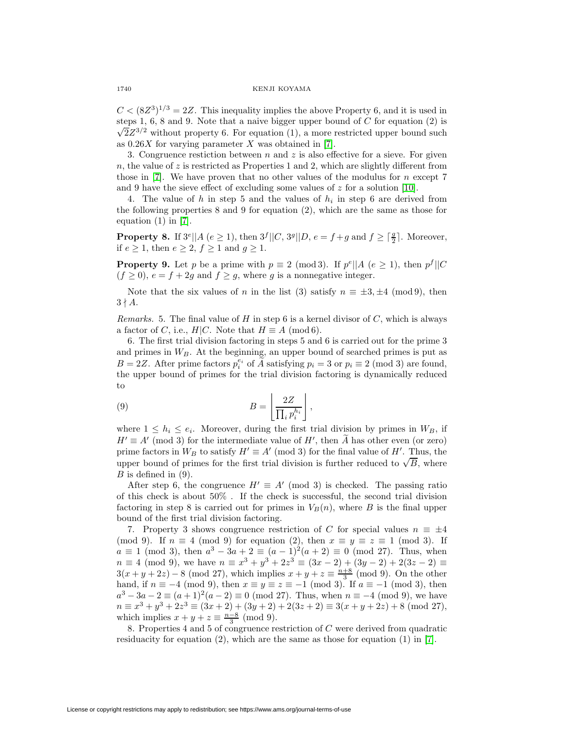$C < (8Z^3)^{1/3} = 2Z$. This inequality implies the above Property 6, and it is used in steps 1, 6, 8 and 9. Note that a naive bigger upper bound of $C$ for equation (2) is $\sqrt{2}Z^{3/2}$ without property 6. For equation (1), a more restricted upper bound such as $0.26X$ for varying parameter $X$ was obtained in [7].

3. Congruence restiction between $n$ and $z$ is also effective for a sieve. For given $n$, the value of $z$ is restricted as Properties 1 and 2, which are slightly different from those in [7]. We have proven that no other values of the modulus for $n$ except 7 and 9 have the sieve effect of excluding some values of $z$ for a solution [10].

4. The value of $h$ in step 5 and the values of $h_i$ in step 6 are derived from the following properties 8 and 9 for equation (2), which are the same as those for equation (1) in [7].

**Property 8.** If $3^e || A$ $(e \geq 1)$, then $3^f || C$, $3^g || D$, $e = f + g$ and $f \geq \lceil \frac{g}{2} \rceil$. Moreover, if $e \geq 1$, then $e \geq 2$, $f \geq 1$ and $g \geq 1$.

**Property 9.** Let $p$ be a prime with $p \equiv 2 \pmod 3$. If $p^e || A$ $(e \geq 1)$, then $p^f || C$ $(f \geq 0)$, $e = f + 2g$ and $f \geq g$, where $g$ is a nonnegative integer.

Note that the six values of $n$ in the list (3) satisfy $n \equiv \pm 3, \pm 4 \pmod 9$, then $3 \nmid A$.

*Remarks.* 5. The final value of $H$ in step 6 is a kernel divisor of $C$, which is always a factor of $C$, i.e., $H | C$. Note that $H \equiv A \pmod 6$.

6. The first trial division factoring in steps 5 and 6 is carried out for the prime 3 and primes in $W_B$. At the beginning, an upper bound of searched primes is put as $B = 2Z$. After prime factors $p_i^{e_i}$ of $\widetilde{A}$ satisfying $p_i = 3$ or $p_i \equiv 2 \pmod 3$ are found, the upper bound of primes for the trial division factoring is dynamically reduced to

$$B = \left\lfloor \frac{2Z}{\prod_i p_i^{h_i}} \right\rfloor, \tag{9}$$

where $1 \leq h_i \leq e_i$. Moreover, during the first trial division by primes in $W_B$, if $H' \equiv A' \pmod 3$ for the intermediate value of $H'$, then $\widetilde{A}$ has other even (or zero) prime factors in $W_B$ to satisfy $H' \equiv A' \pmod 3$ for the final value of $H'$. Thus, the upper bound of primes for the first trial division is further reduced to $\sqrt{B}$, where $B$ is defined in (9).

After step 6, the congruence $H' \equiv A' \pmod 3$ is checked. The passing ratio of this check is about 50% . If the check is successful, the second trial division factoring in step 8 is carried out for primes in $V_B(n)$, where $B$ is the final upper bound of the first trial division factoring.

7. Property 3 shows congruence restriction of $C$ for special values $n \equiv \pm 4 \pmod 9$. If $n \equiv 4 \pmod 9$ for equation (2), then $x \equiv y \equiv z \equiv 1 \pmod 3$. If $a \equiv 1 \pmod 3$, then $a^3 - 3a + 2 \equiv (a-1)^2(a+2) \equiv 0 \pmod{27}$. Thus, when $n \equiv 4 \pmod 9$, we have $n \equiv x^3 + y^3 + 2z^3 \equiv (3x - 2) + (3y - 2) + 2(3z - 2) \equiv 3(x + y + 2z) - 8 \pmod{27}$, which implies $x + y + z \equiv \frac{n+8}{3} \pmod 9$. On the other hand, if $n \equiv -4 \pmod 9$, then $x \equiv y \equiv z \equiv -1 \pmod 3$. If $a \equiv -1 \pmod 3$, then $a^3 - 3a - 2 \equiv (a+1)^2(a-2) \equiv 0 \pmod{27}$. Thus, when $n \equiv -4 \pmod 9$, we have $n \equiv x^3 + y^3 + 2z^3 \equiv (3x+2) + (3y+2) + 2(3z+2) \equiv 3(x+y+2z) + 8 \pmod{27}$, which implies $x + y + z \equiv \frac{n-8}{3} \pmod 9$.

8. Properties 4 and 5 of congruence restriction of $C$ were derived from quadratic residuacity for equation (2), which are the same as those for equation (1) in [7].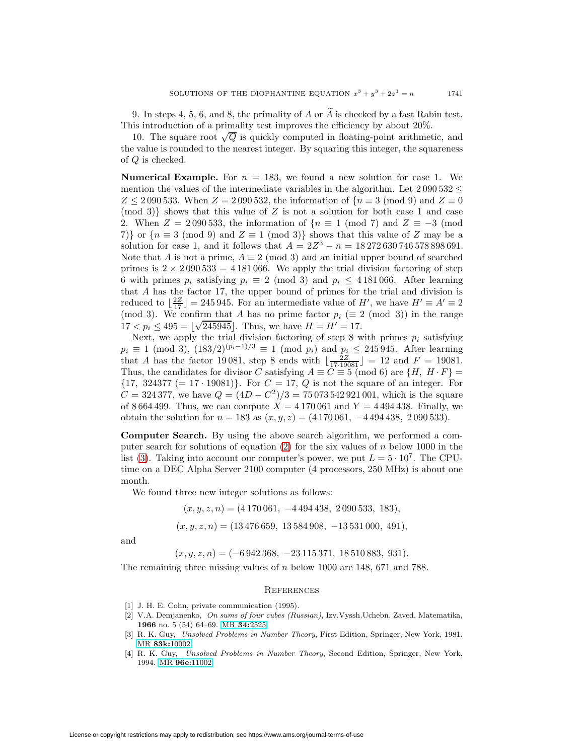9. In steps 4, 5, 6, and 8, the primality of $A$ or $\widetilde{A}$ is checked by a fast Rabin test. This introduction of a primality test improves the efficiency by about 20%.

10. The square root $\sqrt{Q}$ is quickly computed in floating-point arithmetic, and the value is rounded to the nearest integer. By squaring this integer, the squareness of $Q$ is checked.

**Numerical Example.** For $n = 183$, we found a new solution for case 1. We mention the values of the intermediate variables in the algorithm. Let $2\,090\,532 \leq Z \leq 2\,090\,533$. When $Z = 2\,090\,532$, the information of $\{n \equiv 3 \pmod 9$ and $Z \equiv 0 \pmod 3\}$ shows that this value of $Z$ is not a solution for both case 1 and case 2. When $Z = 2\,090\,533$, the information of $\{n \equiv 1 \pmod 7$ and $Z \equiv -3 \pmod 7\}$ or $\{n \equiv 3 \pmod 9$ and $Z \equiv 1 \pmod 3\}$ shows that this value of $Z$ may be a solution for case 1, and it follows that $A = 2Z^3 - n = 18\,272\,630\,746\,578\,898\,691$. Note that $A$ is not a prime, $A \equiv 2 \pmod 3$ and an initial upper bound of searched primes is $2 \times 2\,090\,533 = 4\,181\,066$. We apply the trial division factoring of step 6 with primes $p_i$ satisfying $p_i \equiv 2 \pmod 3$ and $p_i \leq 4\,181\,066$. After learning that $A$ has the factor 17, the upper bound of primes for the trial and division is reduced to $\lfloor \frac{2Z}{17} \rfloor = 245\,945$. For an intermediate value of $H'$, we have $H' \equiv A' \equiv 2 \pmod 3$. We confirm that $A$ has no prime factor $p_i$ $(\equiv 2 \pmod 3)$ in the range $17 < p_i \leq 495 = \lfloor \sqrt{245945} \rfloor$. Thus, we have $H = H' = 17$.

Next, we apply the trial division factoring of step 8 with primes $p_i$ satisfying $p_i \equiv 1 \pmod 3$, $(183/2)^{(p_i-1)/3} \equiv 1 \pmod{p_i}$ and $p_i \leq 245\,945$. After learning that $A$ has the factor 19 081, step 8 ends with $\lfloor \frac{2Z}{17 \cdot 19081} \rfloor = 12$ and $F = 19081$. Thus, the candidates for divisor $C$ satisfying $A \equiv C \equiv 5 \pmod 6$ are $\{H,\ H \cdot F\} = \{17,\ 324377\ (= 17 \cdot 19081)\}$. For $C = 17$, $Q$ is not the square of an integer. For $C = 324\,377$, we have $Q = (4D - C^2)/3 = 75\,073\,542\,921\,001$, which is the square of $8\,664\,499$. Thus, we can compute $X = 4\,170\,061$ and $Y = 4\,494\,438$. Finally, we obtain the solution for $n = 183$ as $(x, y, z) = (4\,170\,061,\ -4\,494\,438,\ 2\,090\,533)$.

**Computer Search.** By using the above search algorithm, we performed a computer search for solutions of equation (2) for the six values of $n$ below 1000 in the list (3). Taking into account our computer's power, we put $L = 5 \cdot 10^7$. The CPU-time on a DEC Alpha Server 2100 computer (4 processors, 250 MHz) is about one month.

We found three new integer solutions as follows:

$$(x, y, z, n) = (4\,170\,061,\ -4\,494\,438,\ 2\,090\,533,\ 183),$$

$$(x, y, z, n) = (13\,476\,659,\ 13\,584\,908,\ -13\,531\,000,\ 491),$$

and

$$(x, y, z, n) = (-6\,942\,368,\ -23\,115\,371,\ 18\,510\,883,\ 931).$$

The remaining three missing values of $n$ below 1000 are 148, 671 and 788.

## References

[1] J. H. E. Cohn, private communication (1995).

[2] V.A. Demjanenko, *On sums of four cubes (Russian)*, Izv.Vyssh.Uchebn. Zaved. Matematika, **1966** no. 5 (54) 64–69. MR **34:**2525

[3] R. K. Guy, *Unsolved Problems in Number Theory*, First Edition, Springer, New York, 1981. MR **83k:**10002

[4] R. K. Guy, *Unsolved Problems in Number Theory*, Second Edition, Springer, New York, 1994. MR **96e:**11002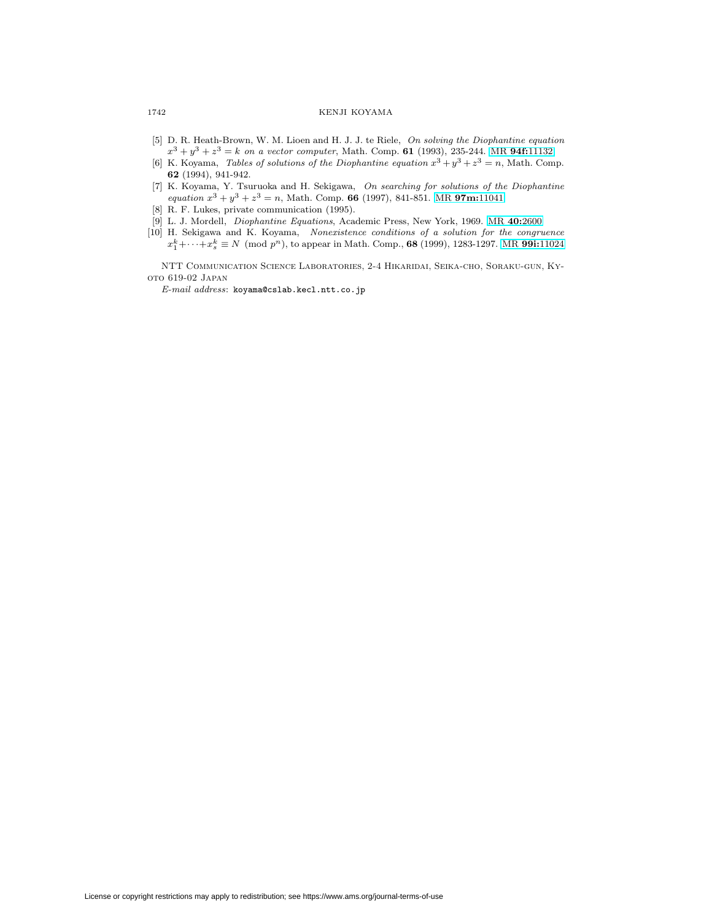[5] D. R. Heath-Brown, W. M. Lioen and H. J. J. te Riele, *On solving the Diophantine equation $x^3 + y^3 + z^3 = k$ on a vector computer*, Math. Comp. **61** (1993), 235-244. MR **94f:**11132

[6] K. Koyama, *Tables of solutions of the Diophantine equation $x^3 + y^3 + z^3 = n$*, Math. Comp. **62** (1994), 941-942.

[7] K. Koyama, Y. Tsuruoka and H. Sekigawa, *On searching for solutions of the Diophantine equation $x^3 + y^3 + z^3 = n$*, Math. Comp. **66** (1997), 841-851. MR **97m:**11041

[8] R. F. Lukes, private communication (1995).

[9] L. J. Mordell, *Diophantine Equations*, Academic Press, New York, 1969. MR **40:**2600

[10] H. Sekigawa and K. Koyama, *Nonexistence conditions of a solution for the congruence $x_1^k + \cdots + x_s^k \equiv N \pmod{p^n}$*, to appear in Math. Comp., **68** (1999), 1283-1297. MR **99i:**11024

NTT Communication Science Laboratories, 2-4 Hikaridai, Seika-cho, Soraku-gun, Kyoto 619-02 Japan

*E-mail address*: koyama@cslab.kecl.ntt.co.jp

License or copyright restrictions may apply to redistribution; see https://www.ams.org/journal-terms-of-use